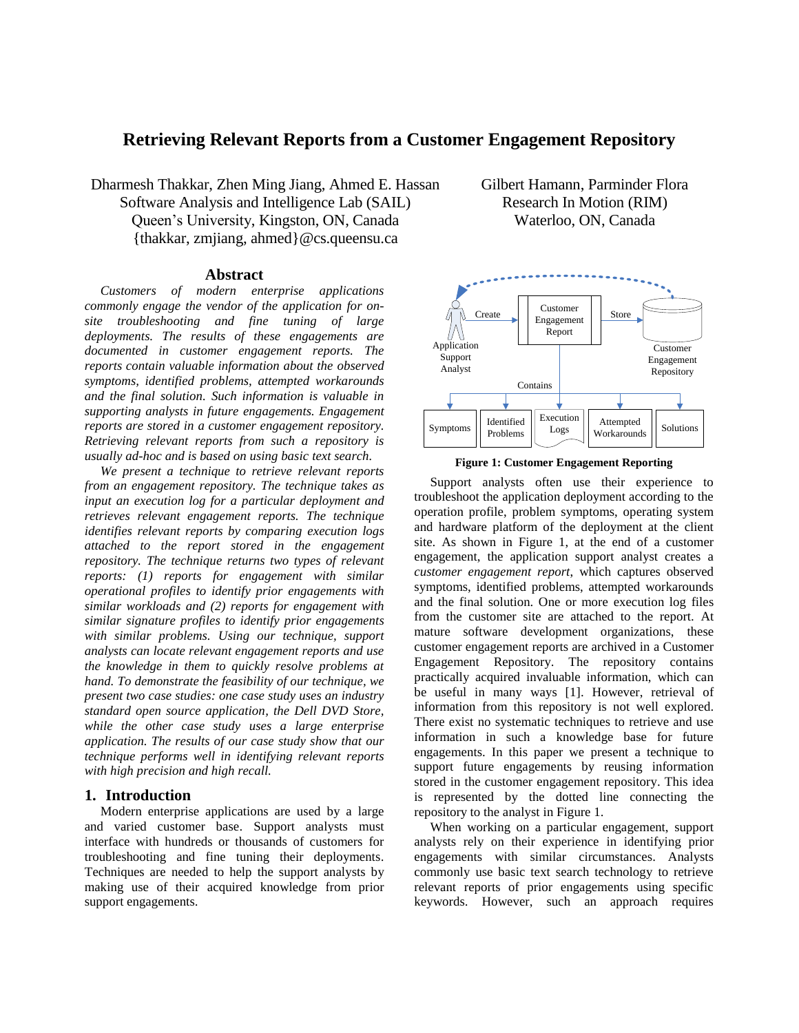# Retrieving Relevant Reports from a Customer Engagement Repository

Dharmesh Thakkar, Zhen Ming Jiang, Ahmed E. Hassan
Software Analysis and Intelligence Lab (SAIL)
Queen's University, Kingston, ON, Canada
{thakkar, zmjiang, ahmed}@cs.queensu.ca

Gilbert Hamann, Parminder Flora
Research In Motion (RIM)
Waterloo, ON, Canada

## Abstract

*Customers of modern enterprise applications commonly engage the vendor of the application for on-site troubleshooting and fine tuning of large deployments. The results of these engagements are documented in customer engagement reports. The reports contain valuable information about the observed symptoms, identified problems, attempted workarounds and the final solution. Such information is valuable in supporting analysts in future engagements. Engagement reports are stored in a customer engagement repository. Retrieving relevant reports from such a repository is usually ad-hoc and is based on using basic text search.*

*We present a technique to retrieve relevant reports from an engagement repository. The technique takes as input an execution log for a particular deployment and retrieves relevant engagement reports. The technique identifies relevant reports by comparing execution logs attached to the report stored in the engagement repository. The technique returns two types of relevant reports: (1) reports for engagement with similar operational profiles to identify prior engagements with similar workloads and (2) reports for engagement with similar signature profiles to identify prior engagements with similar problems. Using our technique, support analysts can locate relevant engagement reports and use the knowledge in them to quickly resolve problems at hand. To demonstrate the feasibility of our technique, we present two case studies: one case study uses an industry standard open source application, the Dell DVD Store, while the other case study uses a large enterprise application. The results of our case study show that our technique performs well in identifying relevant reports with high precision and high recall.*

## 1. Introduction

Modern enterprise applications are used by a large and varied customer base. Support analysts must interface with hundreds or thousands of customers for troubleshooting and fine tuning their deployments. Techniques are needed to help the support analysts by making use of their acquired knowledge from prior support engagements.

**Figure 1: Customer Engagement Reporting**

Support analysts often use their experience to troubleshoot the application deployment according to the operation profile, problem symptoms, operating system and hardware platform of the deployment at the client site. As shown in Figure 1, at the end of a customer engagement, the application support analyst creates a *customer engagement report*, which captures observed symptoms, identified problems, attempted workarounds and the final solution. One or more execution log files from the customer site are attached to the report. At mature software development organizations, these customer engagement reports are archived in a Customer Engagement Repository. The repository contains practically acquired invaluable information, which can be useful in many ways [1]. However, retrieval of information from this repository is not well explored. There exist no systematic techniques to retrieve and use information in such a knowledge base for future engagements. In this paper we present a technique to support future engagements by reusing information stored in the customer engagement repository. This idea is represented by the dotted line connecting the repository to the analyst in Figure 1.

When working on a particular engagement, support analysts rely on their experience in identifying prior engagements with similar circumstances. Analysts commonly use basic text search technology to retrieve relevant reports of prior engagements using specific keywords. However, such an approach requires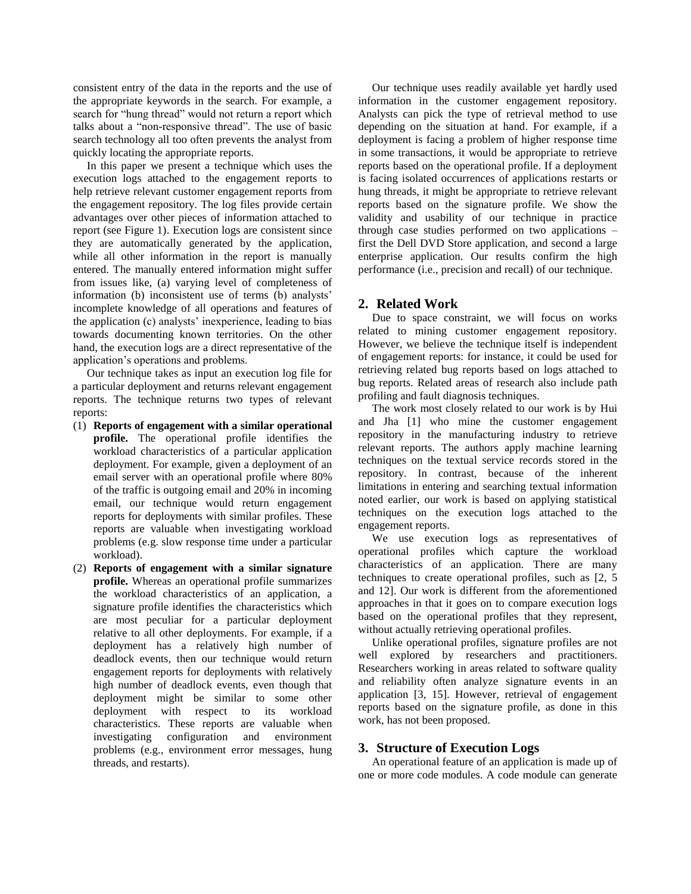consistent entry of the data in the reports and the use of the appropriate keywords in the search. For example, a search for "hung thread" would not return a report which talks about a "non-responsive thread". The use of basic search technology all too often prevents the analyst from quickly locating the appropriate reports.

In this paper we present a technique which uses the execution logs attached to the engagement reports to help retrieve relevant customer engagement reports from the engagement repository. The log files provide certain advantages over other pieces of information attached to report (see Figure 1). Execution logs are consistent since they are automatically generated by the application, while all other information in the report is manually entered. The manually entered information might suffer from issues like, (a) varying level of completeness of information (b) inconsistent use of terms (b) analysts' incomplete knowledge of all operations and features of the application (c) analysts' inexperience, leading to bias towards documenting known territories. On the other hand, the execution logs are a direct representative of the application's operations and problems.

Our technique takes as input an execution log file for a particular deployment and returns relevant engagement reports. The technique returns two types of relevant reports:

(1) **Reports of engagement with a similar operational profile.** The operational profile identifies the workload characteristics of a particular application deployment. For example, given a deployment of an email server with an operational profile where 80% of the traffic is outgoing email and 20% in incoming email, our technique would return engagement reports for deployments with similar profiles. These reports are valuable when investigating workload problems (e.g. slow response time under a particular workload).

(2) **Reports of engagement with a similar signature profile.** Whereas an operational profile summarizes the workload characteristics of an application, a signature profile identifies the characteristics which are most peculiar for a particular deployment relative to all other deployments. For example, if a deployment has a relatively high number of deadlock events, then our technique would return engagement reports for deployments with relatively high number of deadlock events, even though that deployment might be similar to some other deployment with respect to its workload characteristics. These reports are valuable when investigating configuration and environment problems (e.g., environment error messages, hung threads, and restarts).

Our technique uses readily available yet hardly used information in the customer engagement repository. Analysts can pick the type of retrieval method to use depending on the situation at hand. For example, if a deployment is facing a problem of higher response time in some transactions, it would be appropriate to retrieve reports based on the operational profile. If a deployment is facing isolated occurrences of applications restarts or hung threads, it might be appropriate to retrieve relevant reports based on the signature profile. We show the validity and usability of our technique in practice through case studies performed on two applications – first the Dell DVD Store application, and second a large enterprise application. Our results confirm the high performance (i.e., precision and recall) of our technique.

## 2. Related Work

Due to space constraint, we will focus on works related to mining customer engagement repository. However, we believe the technique itself is independent of engagement reports: for instance, it could be used for retrieving related bug reports based on logs attached to bug reports. Related areas of research also include path profiling and fault diagnosis techniques.

The work most closely related to our work is by Hui and Jha [1] who mine the customer engagement repository in the manufacturing industry to retrieve relevant reports. The authors apply machine learning techniques on the textual service records stored in the repository. In contrast, because of the inherent limitations in entering and searching textual information noted earlier, our work is based on applying statistical techniques on the execution logs attached to the engagement reports.

We use execution logs as representatives of operational profiles which capture the workload characteristics of an application. There are many techniques to create operational profiles, such as [2, 5 and 12]. Our work is different from the aforementioned approaches in that it goes on to compare execution logs based on the operational profiles that they represent, without actually retrieving operational profiles.

Unlike operational profiles, signature profiles are not well explored by researchers and practitioners. Researchers working in areas related to software quality and reliability often analyze signature events in an application [3, 15]. However, retrieval of engagement reports based on the signature profile, as done in this work, has not been proposed.

## 3. Structure of Execution Logs

An operational feature of an application is made up of one or more code modules. A code module can generate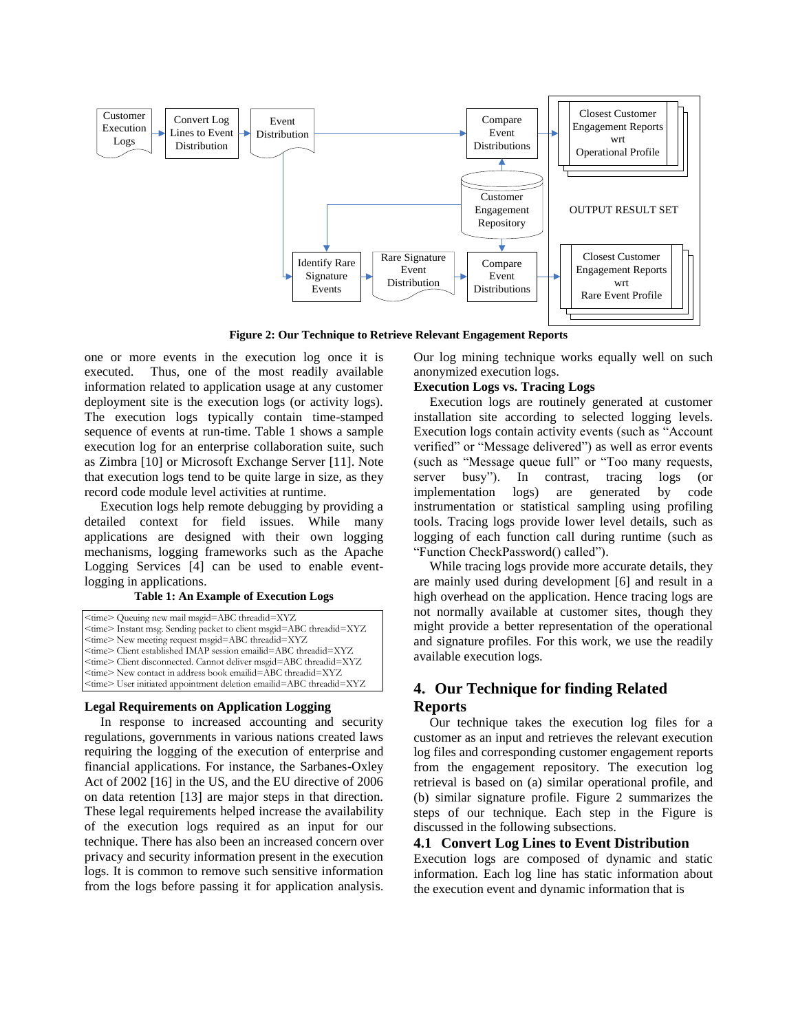Figure 2: Our Technique to Retrieve Relevant Engagement Reports

one or more events in the execution log once it is executed. Thus, one of the most readily available information related to application usage at any customer deployment site is the execution logs (or activity logs). The execution logs typically contain time-stamped sequence of events at run-time. Table 1 shows a sample execution log for an enterprise collaboration suite, such as Zimbra [10] or Microsoft Exchange Server [11]. Note that execution logs tend to be quite large in size, as they record code module level activities at runtime.

Execution logs help remote debugging by providing a detailed context for field issues. While many applications are designed with their own logging mechanisms, logging frameworks such as the Apache Logging Services [4] can be used to enable event-logging in applications.

**Table 1: An Example of Execution Logs**

```
<time> Queuing new mail msgid=ABC threadid=XYZ
<time> Instant msg. Sending packet to client msgid=ABC threadid=XYZ
<time> New meeting request msgid=ABC threadid=XYZ
<time> Client established IMAP session emailid=ABC threadid=XYZ
<time> Client disconnected. Cannot deliver msgid=ABC threadid=XYZ
<time> New contact in address book emailid=ABC threadid=XYZ
<time> User initiated appointment deletion emailid=ABC threadid=XYZ
```

**Legal Requirements on Application Logging**

In response to increased accounting and security regulations, governments in various nations created laws requiring the logging of the execution of enterprise and financial applications. For instance, the Sarbanes-Oxley Act of 2002 [16] in the US, and the EU directive of 2006 on data retention [13] are major steps in that direction. These legal requirements helped increase the availability of the execution logs required as an input for our technique. There has also been an increased concern over privacy and security information present in the execution logs. It is common to remove such sensitive information from the logs before passing it for application analysis. Our log mining technique works equally well on such anonymized execution logs.

**Execution Logs vs. Tracing Logs**

Execution logs are routinely generated at customer installation site according to selected logging levels. Execution logs contain activity events (such as "Account verified" or "Message delivered") as well as error events (such as "Message queue full" or "Too many requests, server busy"). In contrast, tracing logs (or implementation logs) are generated by code instrumentation or statistical sampling using profiling tools. Tracing logs provide lower level details, such as logging of each function call during runtime (such as "Function CheckPassword() called").

While tracing logs provide more accurate details, they are mainly used during development [6] and result in a high overhead on the application. Hence tracing logs are not normally available at customer sites, though they might provide a better representation of the operational and signature profiles. For this work, we use the readily available execution logs.

# 4. Our Technique for finding Related Reports

Our technique takes the execution log files for a customer as an input and retrieves the relevant execution log files and corresponding customer engagement reports from the engagement repository. The execution log retrieval is based on (a) similar operational profile, and (b) similar signature profile. Figure 2 summarizes the steps of our technique. Each step in the Figure is discussed in the following subsections.

## 4.1 Convert Log Lines to Event Distribution

Execution logs are composed of dynamic and static information. Each log line has static information about the execution event and dynamic information that is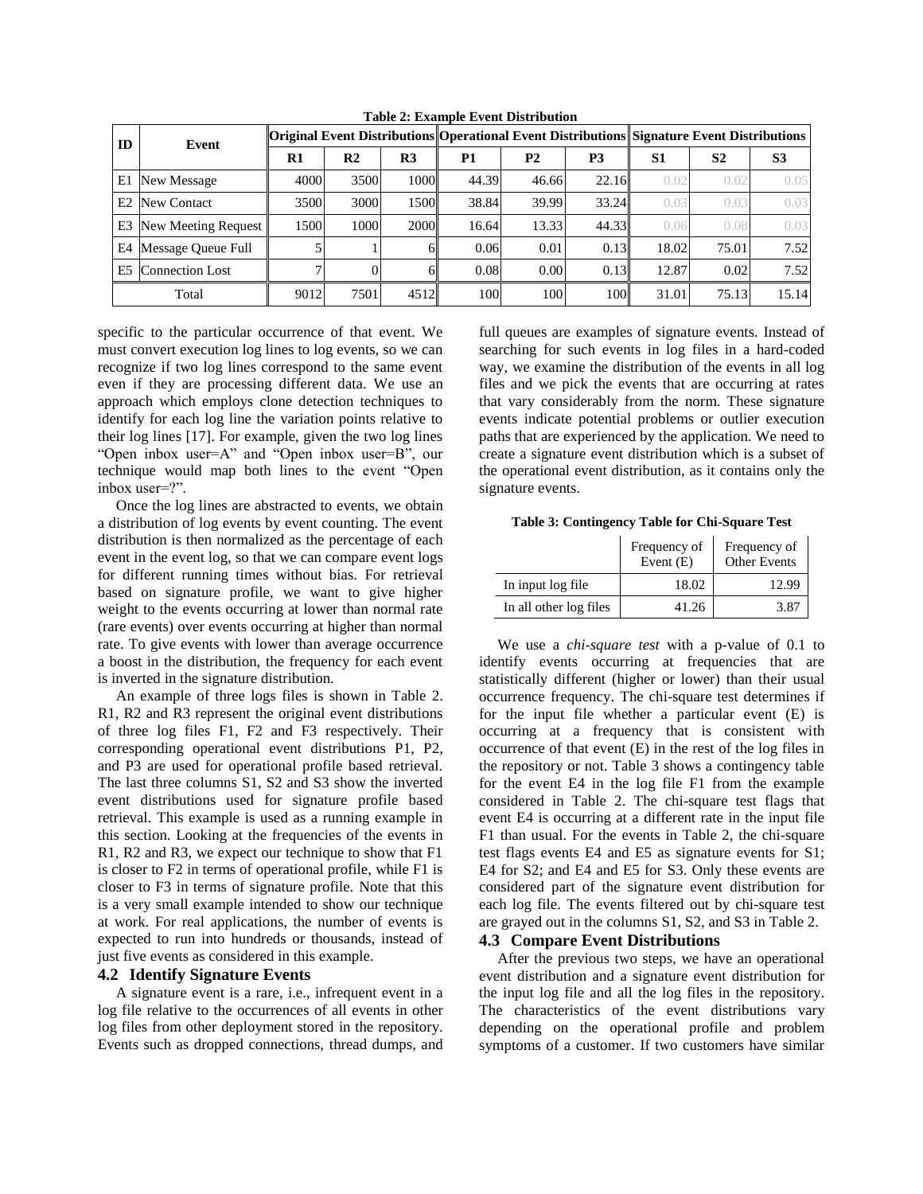**Table 2: Example Event Distribution**

| ID | Event | Original Event Distributions | | | Operational Event Distributions | | | Signature Event Distributions | | |
|---|---|---|---|---|---|---|---|---|---|---|
| | | R1 | R2 | R3 | P1 | P2 | P3 | S1 | S2 | S3 |
| E1 | New Message | 4000 | 3500 | 1000 | 44.39 | 46.66 | 22.16 | 0.02 | 0.02 | 0.05 |
| E2 | New Contact | 3500 | 3000 | 1500 | 38.84 | 39.99 | 33.24 | 0.03 | 0.03 | 0.03 |
| E3 | New Meeting Request | 1500 | 1000 | 2000 | 16.64 | 13.33 | 44.33 | 0.06 | 0.08 | 0.03 |
| E4 | Message Queue Full | 5 | 1 | 6 | 0.06 | 0.01 | 0.13 | 18.02 | 75.01 | 7.52 |
| E5 | Connection Lost | 7 | 0 | 6 | 0.08 | 0.00 | 0.13 | 12.87 | 0.02 | 7.52 |
| Total | | 9012 | 7501 | 4512 | 100 | 100 | 100 | 31.01 | 75.13 | 15.14 |

specific to the particular occurrence of that event. We must convert execution log lines to log events, so we can recognize if two log lines correspond to the same event even if they are processing different data. We use an approach which employs clone detection techniques to identify for each log line the variation points relative to their log lines [17]. For example, given the two log lines "Open inbox user=A" and "Open inbox user=B", our technique would map both lines to the event "Open inbox user=?".

Once the log lines are abstracted to events, we obtain a distribution of log events by event counting. The event distribution is then normalized as the percentage of each event in the event log, so that we can compare event logs for different running times without bias. For retrieval based on signature profile, we want to give higher weight to the events occurring at lower than normal rate (rare events) over events occurring at higher than normal rate. To give events with lower than average occurrence a boost in the distribution, the frequency for each event is inverted in the signature distribution.

An example of three logs files is shown in Table 2. R1, R2 and R3 represent the original event distributions of three log files F1, F2 and F3 respectively. Their corresponding operational event distributions P1, P2, and P3 are used for operational profile based retrieval. The last three columns S1, S2 and S3 show the inverted event distributions used for signature profile based retrieval. This example is used as a running example in this section. Looking at the frequencies of the events in R1, R2 and R3, we expect our technique to show that F1 is closer to F2 in terms of operational profile, while F1 is closer to F3 in terms of signature profile. Note that this is a very small example intended to show our technique at work. For real applications, the number of events is expected to run into hundreds or thousands, instead of just five events as considered in this example.

## 4.2 Identify Signature Events

A signature event is a rare, i.e., infrequent event in a log file relative to the occurrences of all events in other log files from other deployment stored in the repository. Events such as dropped connections, thread dumps, and full queues are examples of signature events. Instead of searching for such events in log files in a hard-coded way, we examine the distribution of the events in all log files and we pick the events that are occurring at rates that vary considerably from the norm. These signature events indicate potential problems or outlier execution paths that are experienced by the application. We need to create a signature event distribution which is a subset of the operational event distribution, as it contains only the signature events.

**Table 3: Contingency Table for Chi-Square Test**

| | Frequency of Event (E) | Frequency of Other Events |
|---|---|---|
| In input log file | 18.02 | 12.99 |
| In all other log files | 41.26 | 3.87 |

We use a *chi-square test* with a p-value of 0.1 to identify events occurring at frequencies that are statistically different (higher or lower) than their usual occurrence frequency. The chi-square test determines if for the input file whether a particular event (E) is occurring at a frequency that is consistent with occurrence of that event (E) in the rest of the log files in the repository or not. Table 3 shows a contingency table for the event E4 in the log file F1 from the example considered in Table 2. The chi-square test flags that event E4 is occurring at a different rate in the input file F1 than usual. For the events in Table 2, the chi-square test flags events E4 and E5 as signature events for S1; E4 for S2; and E4 and E5 for S3. Only these events are considered part of the signature event distribution for each log file. The events filtered out by chi-square test are grayed out in the columns S1, S2, and S3 in Table 2.

## 4.3 Compare Event Distributions

After the previous two steps, we have an operational event distribution and a signature event distribution for the input log file and all the log files in the repository. The characteristics of the event distributions vary depending on the operational profile and problem symptoms of a customer. If two customers have similar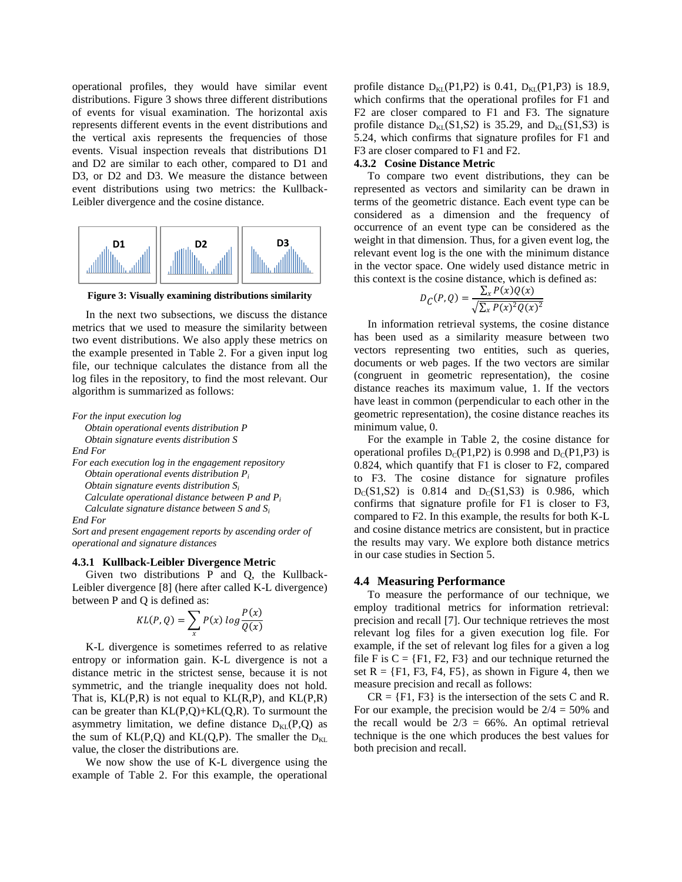operational profiles, they would have similar event distributions. Figure 3 shows three different distributions of events for visual examination. The horizontal axis represents different events in the event distributions and the vertical axis represents the frequencies of those events. Visual inspection reveals that distributions D1 and D2 are similar to each other, compared to D1 and D3, or D2 and D3. We measure the distance between event distributions using two metrics: the Kullback-Leibler divergence and the cosine distance.

**Figure 3: Visually examining distributions similarity**

In the next two subsections, we discuss the distance metrics that we used to measure the similarity between two event distributions. We also apply these metrics on the example presented in Table 2. For a given input log file, our technique calculates the distance from all the log files in the repository, to find the most relevant. Our algorithm is summarized as follows:

*For the input execution log*
*Obtain operational events distribution P*
*Obtain signature events distribution S*
*End For*
*For each execution log in the engagement repository*
*Obtain operational events distribution $P_i$*
*Obtain signature events distribution $S_i$*
*Calculate operational distance between P and $P_i$*
*Calculate signature distance between S and $S_i$*
*End For*
*Sort and present engagement reports by ascending order of operational and signature distances*

### 4.3.1 Kullback-Leibler Divergence Metric

Given two distributions P and Q, the Kullback-Leibler divergence [8] (here after called K-L divergence) between P and Q is defined as:

$$KL(P,Q) = \sum_x P(x) \log \frac{P(x)}{Q(x)}$$

K-L divergence is sometimes referred to as relative entropy or information gain. K-L divergence is not a distance metric in the strictest sense, because it is not symmetric, and the triangle inequality does not hold. That is, KL(P,R) is not equal to KL(R,P), and KL(P,R) can be greater than KL(P,Q)+KL(Q,R). To surmount the asymmetry limitation, we define distance $D_{KL}(P,Q)$ as the sum of KL(P,Q) and KL(Q,P). The smaller the $D_{KL}$ value, the closer the distributions are.

We now show the use of K-L divergence using the example of Table 2. For this example, the operational profile distance $D_{KL}(P1,P2)$ is 0.41, $D_{KL}(P1,P3)$ is 18.9, which confirms that the operational profiles for F1 and F2 are closer compared to F1 and F3. The signature profile distance $D_{KL}(S1,S2)$ is 35.29, and $D_{KL}(S1,S3)$ is 5.24, which confirms that signature profiles for F1 and F3 are closer compared to F1 and F2.

### 4.3.2 Cosine Distance Metric

To compare two event distributions, they can be represented as vectors and similarity can be drawn in terms of the geometric distance. Each event type can be considered as a dimension and the frequency of occurrence of an event type can be considered as the weight in that dimension. Thus, for a given event log, the relevant event log is the one with the minimum distance in the vector space. One widely used distance metric in this context is the cosine distance, which is defined as:

$$D_C(P,Q) = \frac{\sum_x P(x)Q(x)}{\sqrt{\sum_x P(x)^2 Q(x)^2}}$$

In information retrieval systems, the cosine distance has been used as a similarity measure between two vectors representing two entities, such as queries, documents or web pages. If the two vectors are similar (congruent in geometric representation), the cosine distance reaches its maximum value, 1. If the vectors have least in common (perpendicular to each other in the geometric representation), the cosine distance reaches its minimum value, 0.

For the example in Table 2, the cosine distance for operational profiles $D_C(P1,P2)$ is 0.998 and $D_C(P1,P3)$ is 0.824, which quantify that F1 is closer to F2, compared to F3. The cosine distance for signature profiles $D_C(S1,S2)$ is 0.814 and $D_C(S1,S3)$ is 0.986, which confirms that signature profile for F1 is closer to F3, compared to F2. In this example, the results for both K-L and cosine distance metrics are consistent, but in practice the results may vary. We explore both distance metrics in our case studies in Section 5.

## 4.4 Measuring Performance

To measure the performance of our technique, we employ traditional metrics for information retrieval: precision and recall [7]. Our technique retrieves the most relevant log files for a given execution log file. For example, if the set of relevant log files for a given a log file F is C = {F1, F2, F3} and our technique returned the set R = {F1, F3, F4, F5}, as shown in Figure 4, then we measure precision and recall as follows:

CR = {F1, F3} is the intersection of the sets C and R. For our example, the precision would be 2/4 = 50% and the recall would be 2/3 = 66%. An optimal retrieval technique is the one which produces the best values for both precision and recall.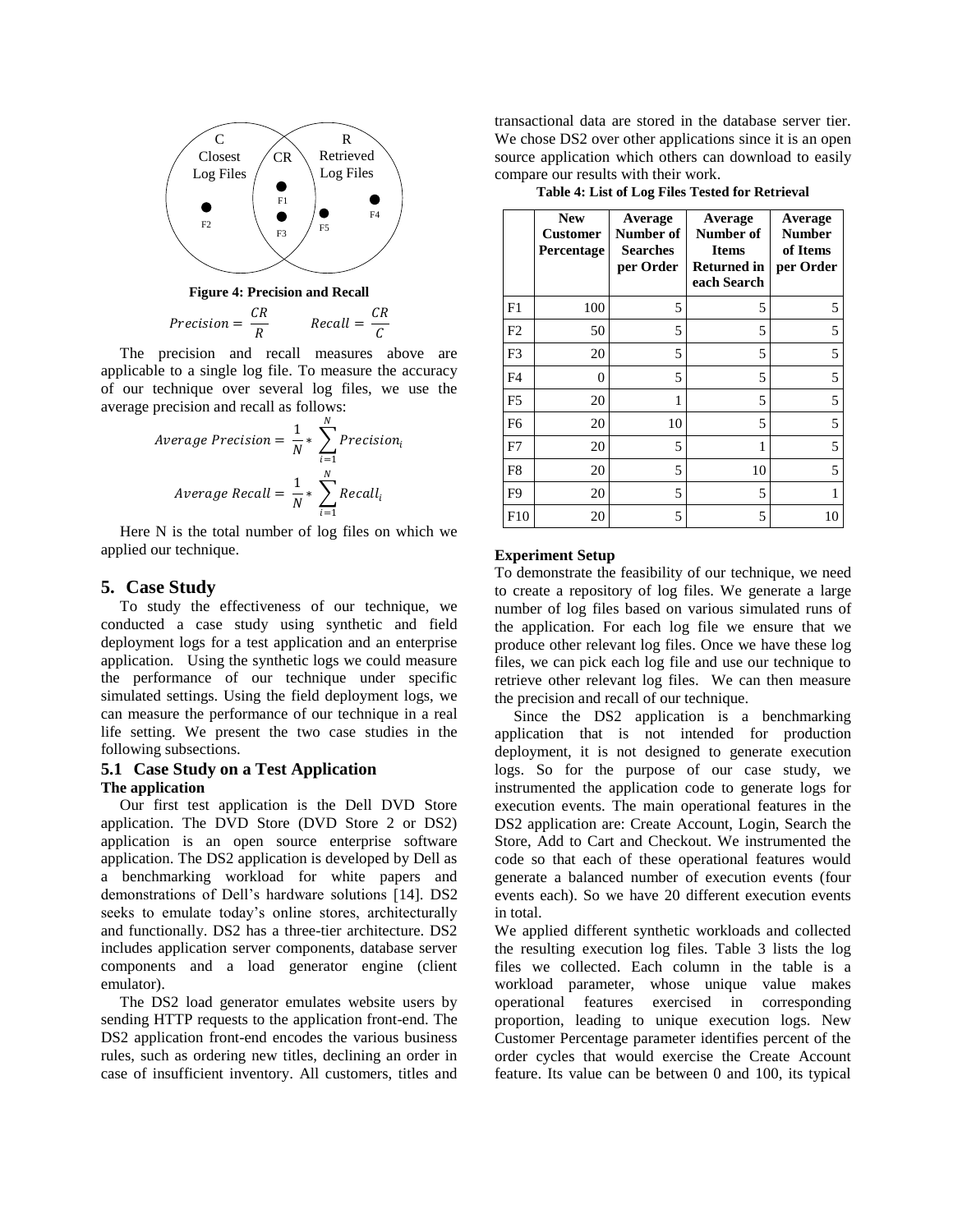Figure 4: Precision and Recall

$$Precision = \frac{CR}{R} \qquad Recall = \frac{CR}{C}$$

The precision and recall measures above are applicable to a single log file. To measure the accuracy of our technique over several log files, we use the average precision and recall as follows:

$$Average\ Precision = \frac{1}{N} * \sum_{i=1}^{N} Precision_i$$

$$Average\ Recall = \frac{1}{N} * \sum_{i=1}^{N} Recall_i$$

Here N is the total number of log files on which we applied our technique.

## 5. Case Study

To study the effectiveness of our technique, we conducted a case study using synthetic and field deployment logs for a test application and an enterprise application. Using the synthetic logs we could measure the performance of our technique under specific simulated settings. Using the field deployment logs, we can measure the performance of our technique in a real life setting. We present the two case studies in the following subsections.

### 5.1 Case Study on a Test Application

**The application**

Our first test application is the Dell DVD Store application. The DVD Store (DVD Store 2 or DS2) application is an open source enterprise software application. The DS2 application is developed by Dell as a benchmarking workload for white papers and demonstrations of Dell's hardware solutions [14]. DS2 seeks to emulate today's online stores, architecturally and functionally. DS2 has a three-tier architecture. DS2 includes application server components, database server components and a load generator engine (client emulator).

The DS2 load generator emulates website users by sending HTTP requests to the application front-end. The DS2 application front-end encodes the various business rules, such as ordering new titles, declining an order in case of insufficient inventory. All customers, titles and transactional data are stored in the database server tier. We chose DS2 over other applications since it is an open source application which others can download to easily compare our results with their work.

**Table 4: List of Log Files Tested for Retrieval**

| | New Customer Percentage | Average Number of Searches per Order | Average Number of Items Returned in each Search | Average Number of Items per Order |
|---|---|---|---|---|
| F1 | 100 | 5 | 5 | 5 |
| F2 | 50 | 5 | 5 | 5 |
| F3 | 20 | 5 | 5 | 5 |
| F4 | 0 | 5 | 5 | 5 |
| F5 | 20 | 1 | 5 | 5 |
| F6 | 20 | 10 | 5 | 5 |
| F7 | 20 | 5 | 1 | 5 |
| F8 | 20 | 5 | 10 | 5 |
| F9 | 20 | 5 | 5 | 1 |
| F10 | 20 | 5 | 5 | 10 |

**Experiment Setup**

To demonstrate the feasibility of our technique, we need to create a repository of log files. We generate a large number of log files based on various simulated runs of the application. For each log file we ensure that we produce other relevant log files. Once we have these log files, we can pick each log file and use our technique to retrieve other relevant log files. We can then measure the precision and recall of our technique.

Since the DS2 application is a benchmarking application that is not intended for production deployment, it is not designed to generate execution logs. So for the purpose of our case study, we instrumented the application code to generate logs for execution events. The main operational features in the DS2 application are: Create Account, Login, Search the Store, Add to Cart and Checkout. We instrumented the code so that each of these operational features would generate a balanced number of execution events (four events each). So we have 20 different execution events in total.

We applied different synthetic workloads and collected the resulting execution log files. Table 3 lists the log files we collected. Each column in the table is a workload parameter, whose unique value makes operational features exercised in corresponding proportion, leading to unique execution logs. New Customer Percentage parameter identifies percent of the order cycles that would exercise the Create Account feature. Its value can be between 0 and 100, its typical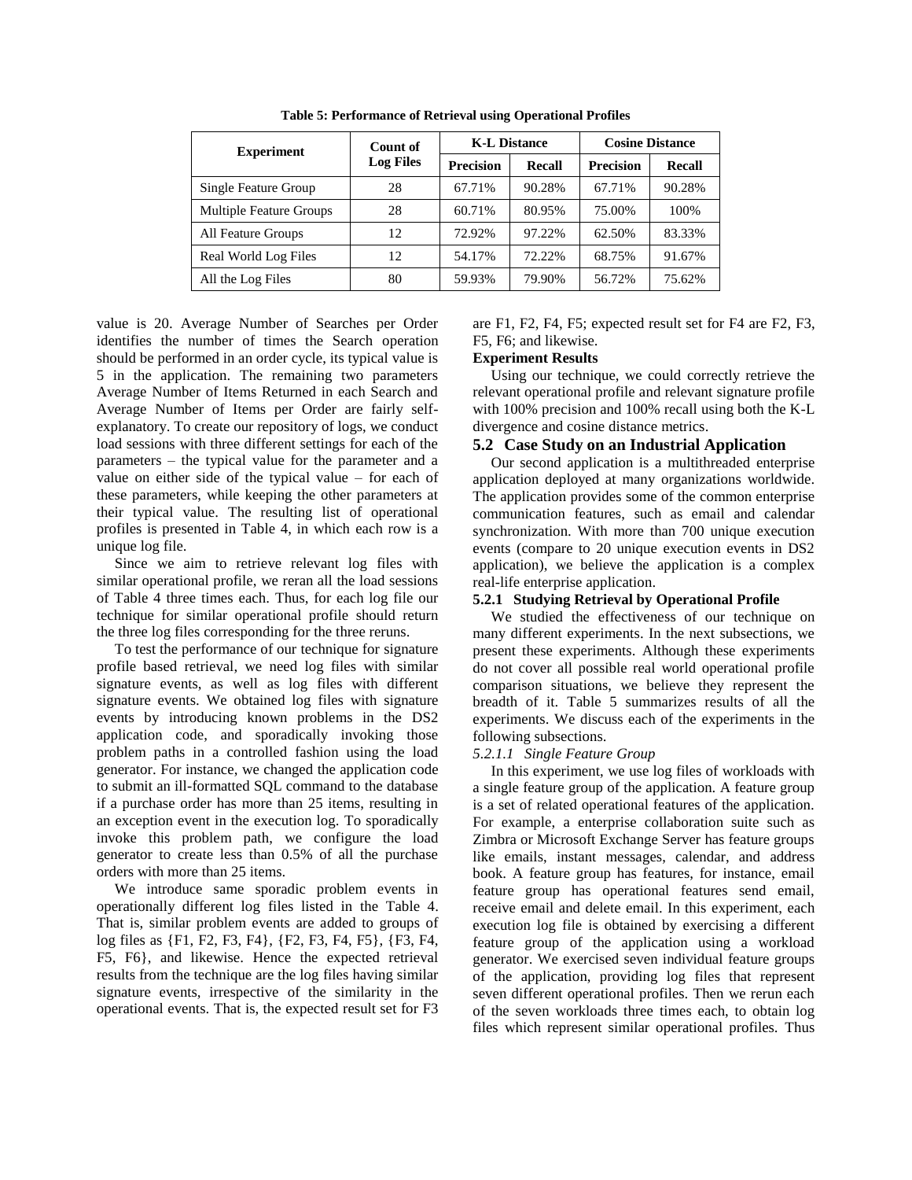**Table 5: Performance of Retrieval using Operational Profiles**

| Experiment | Count of Log Files | K-L Distance | | Cosine Distance | |
|---|---|---|---|---|---|
| | | Precision | Recall | Precision | Recall |
| Single Feature Group | 28 | 67.71% | 90.28% | 67.71% | 90.28% |
| Multiple Feature Groups | 28 | 60.71% | 80.95% | 75.00% | 100% |
| All Feature Groups | 12 | 72.92% | 97.22% | 62.50% | 83.33% |
| Real World Log Files | 12 | 54.17% | 72.22% | 68.75% | 91.67% |
| All the Log Files | 80 | 59.93% | 79.90% | 56.72% | 75.62% |

value is 20. Average Number of Searches per Order identifies the number of times the Search operation should be performed in an order cycle, its typical value is 5 in the application. The remaining two parameters Average Number of Items Returned in each Search and Average Number of Items per Order are fairly self-explanatory. To create our repository of logs, we conduct load sessions with three different settings for each of the parameters – the typical value for the parameter and a value on either side of the typical value – for each of these parameters, while keeping the other parameters at their typical value. The resulting list of operational profiles is presented in Table 4, in which each row is a unique log file.

Since we aim to retrieve relevant log files with similar operational profile, we reran all the load sessions of Table 4 three times each. Thus, for each log file our technique for similar operational profile should return the three log files corresponding for the three reruns.

To test the performance of our technique for signature profile based retrieval, we need log files with similar signature events, as well as log files with different signature events. We obtained log files with signature events by introducing known problems in the DS2 application code, and sporadically invoking those problem paths in a controlled fashion using the load generator. For instance, we changed the application code to submit an ill-formatted SQL command to the database if a purchase order has more than 25 items, resulting in an exception event in the execution log. To sporadically invoke this problem path, we configure the load generator to create less than 0.5% of all the purchase orders with more than 25 items.

We introduce same sporadic problem events in operationally different log files listed in the Table 4. That is, similar problem events are added to groups of log files as {F1, F2, F3, F4}, {F2, F3, F4, F5}, {F3, F4, F5, F6}, and likewise. Hence the expected retrieval results from the technique are the log files having similar signature events, irrespective of the similarity in the operational events. That is, the expected result set for F3 are F1, F2, F4, F5; expected result set for F4 are F2, F3, F5, F6; and likewise.

**Experiment Results**

Using our technique, we could correctly retrieve the relevant operational profile and relevant signature profile with 100% precision and 100% recall using both the K-L divergence and cosine distance metrics.

## 5.2 Case Study on an Industrial Application

Our second application is a multithreaded enterprise application deployed at many organizations worldwide. The application provides some of the common enterprise communication features, such as email and calendar synchronization. With more than 700 unique execution events (compare to 20 unique execution events in DS2 application), we believe the application is a complex real-life enterprise application.

### 5.2.1 Studying Retrieval by Operational Profile

We studied the effectiveness of our technique on many different experiments. In the next subsections, we present these experiments. Although these experiments do not cover all possible real world operational profile comparison situations, we believe they represent the breadth of it. Table 5 summarizes results of all the experiments. We discuss each of the experiments in the following subsections.

*5.2.1.1 Single Feature Group*

In this experiment, we use log files of workloads with a single feature group of the application. A feature group is a set of related operational features of the application. For example, a enterprise collaboration suite such as Zimbra or Microsoft Exchange Server has feature groups like emails, instant messages, calendar, and address book. A feature group has features, for instance, email feature group has operational features send email, receive email and delete email. In this experiment, each execution log file is obtained by exercising a different feature group of the application using a workload generator. We exercised seven individual feature groups of the application, providing log files that represent seven different operational profiles. Then we rerun each of the seven workloads three times each, to obtain log files which represent similar operational profiles. Thus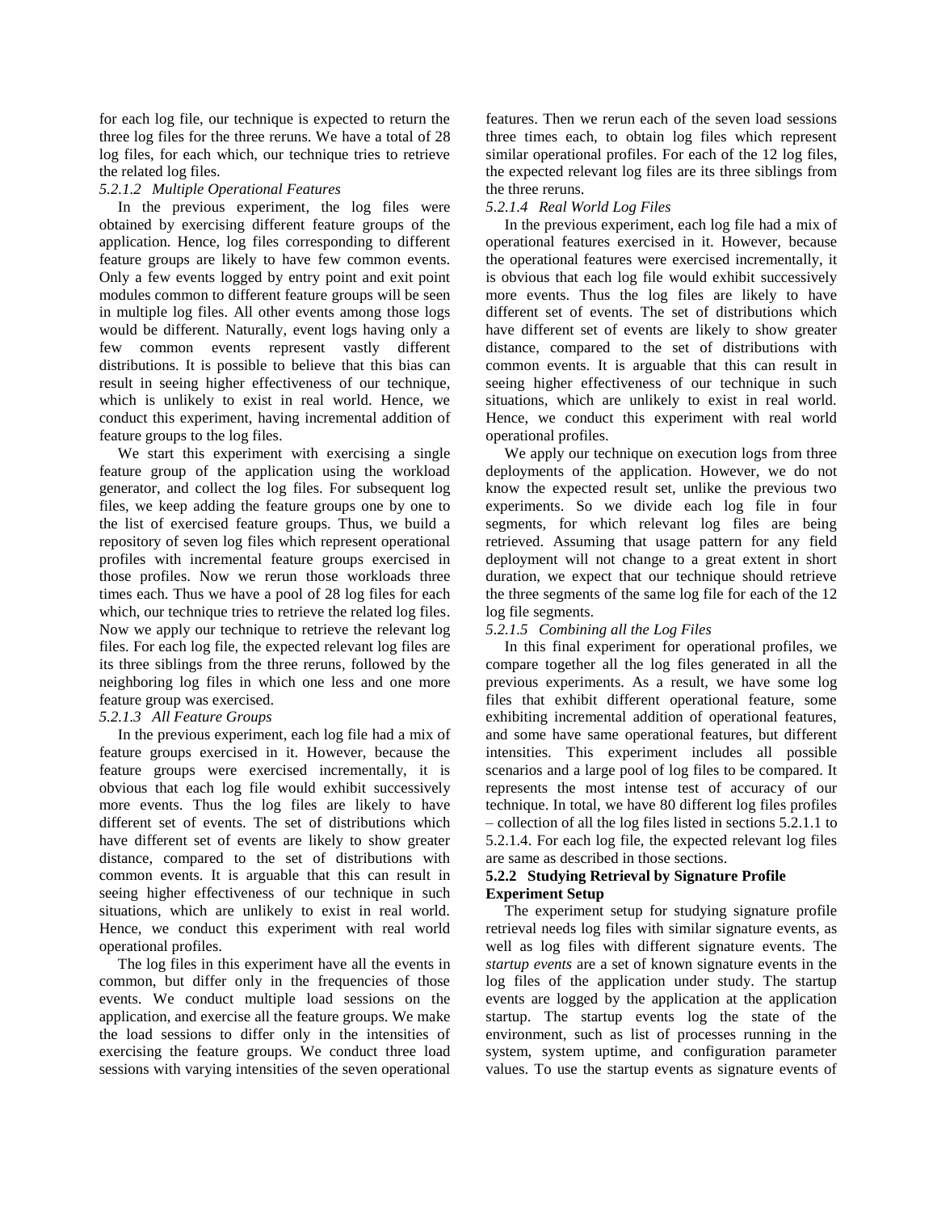for each log file, our technique is expected to return the three log files for the three reruns. We have a total of 28 log files, for each which, our technique tries to retrieve the related log files.

#### *5.2.1.2 Multiple Operational Features*

In the previous experiment, the log files were obtained by exercising different feature groups of the application. Hence, log files corresponding to different feature groups are likely to have few common events. Only a few events logged by entry point and exit point modules common to different feature groups will be seen in multiple log files. All other events among those logs would be different. Naturally, event logs having only a few common events represent vastly different distributions. It is possible to believe that this bias can result in seeing higher effectiveness of our technique, which is unlikely to exist in real world. Hence, we conduct this experiment, having incremental addition of feature groups to the log files.

We start this experiment with exercising a single feature group of the application using the workload generator, and collect the log files. For subsequent log files, we keep adding the feature groups one by one to the list of exercised feature groups. Thus, we build a repository of seven log files which represent operational profiles with incremental feature groups exercised in those profiles. Now we rerun those workloads three times each. Thus we have a pool of 28 log files for each which, our technique tries to retrieve the related log files. Now we apply our technique to retrieve the relevant log files. For each log file, the expected relevant log files are its three siblings from the three reruns, followed by the neighboring log files in which one less and one more feature group was exercised.

#### *5.2.1.3 All Feature Groups*

In the previous experiment, each log file had a mix of feature groups exercised in it. However, because the feature groups were exercised incrementally, it is obvious that each log file would exhibit successively more events. Thus the log files are likely to have different set of events. The set of distributions which have different set of events are likely to show greater distance, compared to the set of distributions with common events. It is arguable that this can result in seeing higher effectiveness of our technique in such situations, which are unlikely to exist in real world. Hence, we conduct this experiment with real world operational profiles.

The log files in this experiment have all the events in common, but differ only in the frequencies of those events. We conduct multiple load sessions on the application, and exercise all the feature groups. We make the load sessions to differ only in the intensities of exercising the feature groups. We conduct three load sessions with varying intensities of the seven operational features. Then we rerun each of the seven load sessions three times each, to obtain log files which represent similar operational profiles. For each of the 12 log files, the expected relevant log files are its three siblings from the three reruns.

#### *5.2.1.4 Real World Log Files*

In the previous experiment, each log file had a mix of operational features exercised in it. However, because the operational features were exercised incrementally, it is obvious that each log file would exhibit successively more events. Thus the log files are likely to have different set of events. The set of distributions which have different set of events are likely to show greater distance, compared to the set of distributions with common events. It is arguable that this can result in seeing higher effectiveness of our technique in such situations, which are unlikely to exist in real world. Hence, we conduct this experiment with real world operational profiles.

We apply our technique on execution logs from three deployments of the application. However, we do not know the expected result set, unlike the previous two experiments. So we divide each log file in four segments, for which relevant log files are being retrieved. Assuming that usage pattern for any field deployment will not change to a great extent in short duration, we expect that our technique should retrieve the three segments of the same log file for each of the 12 log file segments.

#### *5.2.1.5 Combining all the Log Files*

In this final experiment for operational profiles, we compare together all the log files generated in all the previous experiments. As a result, we have some log files that exhibit different operational feature, some exhibiting incremental addition of operational features, and some have same operational features, but different intensities. This experiment includes all possible scenarios and a large pool of log files to be compared. It represents the most intense test of accuracy of our technique. In total, we have 80 different log files profiles – collection of all the log files listed in sections 5.2.1.1 to 5.2.1.4. For each log file, the expected relevant log files are same as described in those sections.

### **5.2.2 Studying Retrieval by Signature Profile Experiment Setup**

The experiment setup for studying signature profile retrieval needs log files with similar signature events, as well as log files with different signature events. The *startup events* are a set of known signature events in the log files of the application under study. The startup events are logged by the application at the application startup. The startup events log the state of the environment, such as list of processes running in the system, system uptime, and configuration parameter values. To use the startup events as signature events of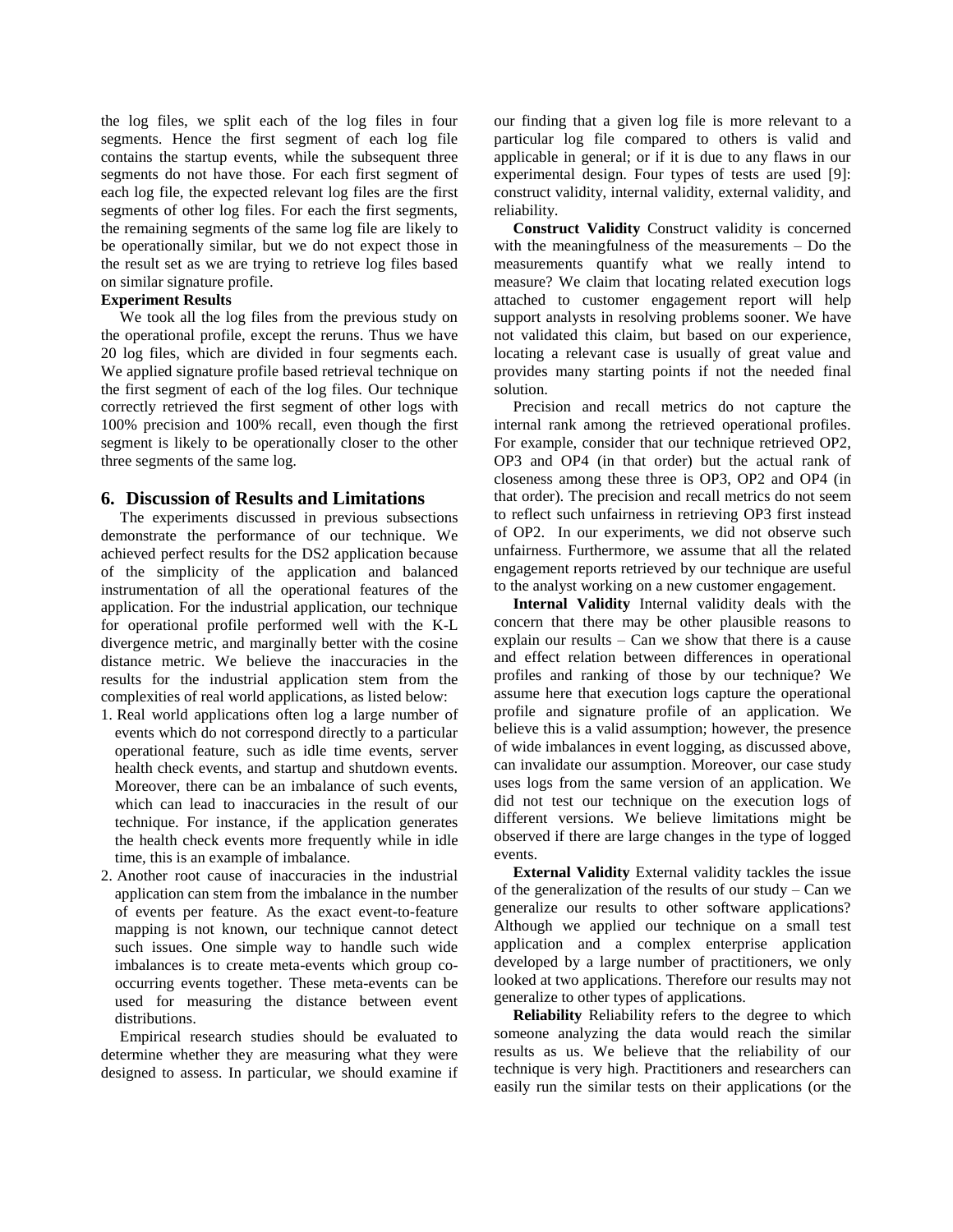the log files, we split each of the log files in four segments. Hence the first segment of each log file contains the startup events, while the subsequent three segments do not have those. For each first segment of each log file, the expected relevant log files are the first segments of other log files. For each the first segments, the remaining segments of the same log file are likely to be operationally similar, but we do not expect those in the result set as we are trying to retrieve log files based on similar signature profile.

**Experiment Results**

We took all the log files from the previous study on the operational profile, except the reruns. Thus we have 20 log files, which are divided in four segments each. We applied signature profile based retrieval technique on the first segment of each of the log files. Our technique correctly retrieved the first segment of other logs with 100% precision and 100% recall, even though the first segment is likely to be operationally closer to the other three segments of the same log.

## 6. Discussion of Results and Limitations

The experiments discussed in previous subsections demonstrate the performance of our technique. We achieved perfect results for the DS2 application because of the simplicity of the application and balanced instrumentation of all the operational features of the application. For the industrial application, our technique for operational profile performed well with the K-L divergence metric, and marginally better with the cosine distance metric. We believe the inaccuracies in the results for the industrial application stem from the complexities of real world applications, as listed below:

1. Real world applications often log a large number of events which do not correspond directly to a particular operational feature, such as idle time events, server health check events, and startup and shutdown events. Moreover, there can be an imbalance of such events, which can lead to inaccuracies in the result of our technique. For instance, if the application generates the health check events more frequently while in idle time, this is an example of imbalance.
2. Another root cause of inaccuracies in the industrial application can stem from the imbalance in the number of events per feature. As the exact event-to-feature mapping is not known, our technique cannot detect such issues. One simple way to handle such wide imbalances is to create meta-events which group co-occurring events together. These meta-events can be used for measuring the distance between event distributions.

Empirical research studies should be evaluated to determine whether they are measuring what they were designed to assess. In particular, we should examine if our finding that a given log file is more relevant to a particular log file compared to others is valid and applicable in general; or if it is due to any flaws in our experimental design. Four types of tests are used [9]: construct validity, internal validity, external validity, and reliability.

**Construct Validity** Construct validity is concerned with the meaningfulness of the measurements – Do the measurements quantify what we really intend to measure? We claim that locating related execution logs attached to customer engagement report will help support analysts in resolving problems sooner. We have not validated this claim, but based on our experience, locating a relevant case is usually of great value and provides many starting points if not the needed final solution.

Precision and recall metrics do not capture the internal rank among the retrieved operational profiles. For example, consider that our technique retrieved OP2, OP3 and OP4 (in that order) but the actual rank of closeness among these three is OP3, OP2 and OP4 (in that order). The precision and recall metrics do not seem to reflect such unfairness in retrieving OP3 first instead of OP2. In our experiments, we did not observe such unfairness. Furthermore, we assume that all the related engagement reports retrieved by our technique are useful to the analyst working on a new customer engagement.

**Internal Validity** Internal validity deals with the concern that there may be other plausible reasons to explain our results – Can we show that there is a cause and effect relation between differences in operational profiles and ranking of those by our technique? We assume here that execution logs capture the operational profile and signature profile of an application. We believe this is a valid assumption; however, the presence of wide imbalances in event logging, as discussed above, can invalidate our assumption. Moreover, our case study uses logs from the same version of an application. We did not test our technique on the execution logs of different versions. We believe limitations might be observed if there are large changes in the type of logged events.

**External Validity** External validity tackles the issue of the generalization of the results of our study – Can we generalize our results to other software applications? Although we applied our technique on a small test application and a complex enterprise application developed by a large number of practitioners, we only looked at two applications. Therefore our results may not generalize to other types of applications.

**Reliability** Reliability refers to the degree to which someone analyzing the data would reach the similar results as us. We believe that the reliability of our technique is very high. Practitioners and researchers can easily run the similar tests on their applications (or the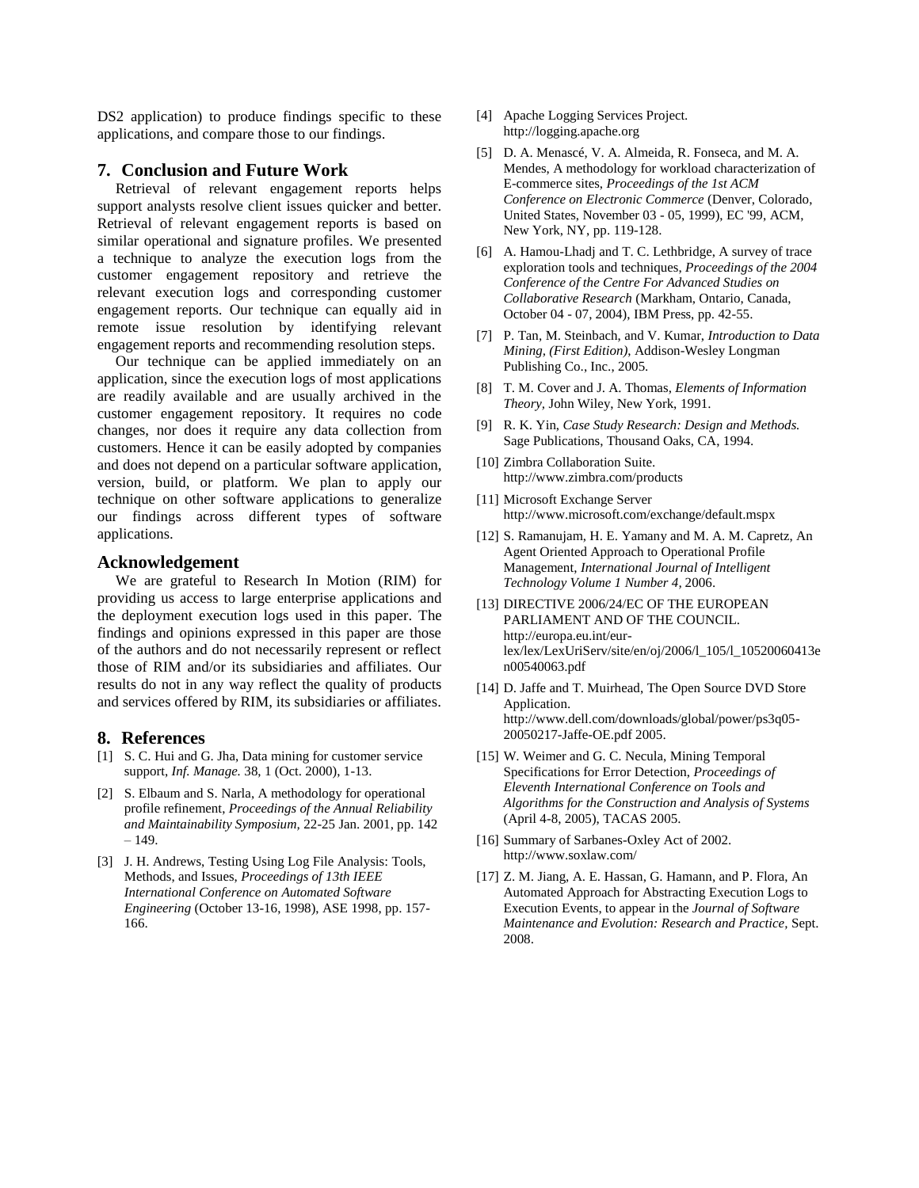DS2 application) to produce findings specific to these applications, and compare those to our findings.

## 7. Conclusion and Future Work

Retrieval of relevant engagement reports helps support analysts resolve client issues quicker and better. Retrieval of relevant engagement reports is based on similar operational and signature profiles. We presented a technique to analyze the execution logs from the customer engagement repository and retrieve the relevant execution logs and corresponding customer engagement reports. Our technique can equally aid in remote issue resolution by identifying relevant engagement reports and recommending resolution steps.

Our technique can be applied immediately on an application, since the execution logs of most applications are readily available and are usually archived in the customer engagement repository. It requires no code changes, nor does it require any data collection from customers. Hence it can be easily adopted by companies and does not depend on a particular software application, version, build, or platform. We plan to apply our technique on other software applications to generalize our findings across different types of software applications.

## Acknowledgement

We are grateful to Research In Motion (RIM) for providing us access to large enterprise applications and the deployment execution logs used in this paper. The findings and opinions expressed in this paper are those of the authors and do not necessarily represent or reflect those of RIM and/or its subsidiaries and affiliates. Our results do not in any way reflect the quality of products and services offered by RIM, its subsidiaries or affiliates.

## 8. References

[1] S. C. Hui and G. Jha, Data mining for customer service support, *Inf. Manage.* 38, 1 (Oct. 2000), 1-13.

[2] S. Elbaum and S. Narla, A methodology for operational profile refinement, *Proceedings of the Annual Reliability and Maintainability Symposium,* 22-25 Jan. 2001, pp. 142 – 149.

[3] J. H. Andrews, Testing Using Log File Analysis: Tools, Methods, and Issues, *Proceedings of 13th IEEE International Conference on Automated Software Engineering* (October 13-16, 1998), ASE 1998, pp. 157-166.

[4] Apache Logging Services Project. http://logging.apache.org

[5] D. A. Menascé, V. A. Almeida, R. Fonseca, and M. A. Mendes, A methodology for workload characterization of E-commerce sites, *Proceedings of the 1st ACM Conference on Electronic Commerce* (Denver, Colorado, United States, November 03 - 05, 1999), EC '99, ACM, New York, NY, pp. 119-128.

[6] A. Hamou-Lhadj and T. C. Lethbridge, A survey of trace exploration tools and techniques, *Proceedings of the 2004 Conference of the Centre For Advanced Studies on Collaborative Research* (Markham, Ontario, Canada, October 04 - 07, 2004), IBM Press, pp. 42-55.

[7] P. Tan, M. Steinbach, and V. Kumar, *Introduction to Data Mining, (First Edition),* Addison-Wesley Longman Publishing Co., Inc., 2005.

[8] T. M. Cover and J. A. Thomas, *Elements of Information Theory,* John Wiley, New York, 1991.

[9] R. K. Yin, *Case Study Research: Design and Methods.* Sage Publications, Thousand Oaks, CA, 1994.

[10] Zimbra Collaboration Suite. http://www.zimbra.com/products

[11] Microsoft Exchange Server http://www.microsoft.com/exchange/default.mspx

[12] S. Ramanujam, H. E. Yamany and M. A. M. Capretz, An Agent Oriented Approach to Operational Profile Management, *International Journal of Intelligent Technology Volume 1 Number 4,* 2006.

[13] DIRECTIVE 2006/24/EC OF THE EUROPEAN PARLIAMENT AND OF THE COUNCIL. http://europa.eu.int/eur-lex/lex/LexUriServ/site/en/oj/2006/l_105/l_10520060413en00540063.pdf

[14] D. Jaffe and T. Muirhead, The Open Source DVD Store Application. http://www.dell.com/downloads/global/power/ps3q05-20050217-Jaffe-OE.pdf 2005.

[15] W. Weimer and G. C. Necula, Mining Temporal Specifications for Error Detection, *Proceedings of Eleventh International Conference on Tools and Algorithms for the Construction and Analysis of Systems* (April 4-8, 2005), TACAS 2005.

[16] Summary of Sarbanes-Oxley Act of 2002. http://www.soxlaw.com/

[17] Z. M. Jiang, A. E. Hassan, G. Hamann, and P. Flora, An Automated Approach for Abstracting Execution Logs to Execution Events, to appear in the *Journal of Software Maintenance and Evolution: Research and Practice*, Sept. 2008.